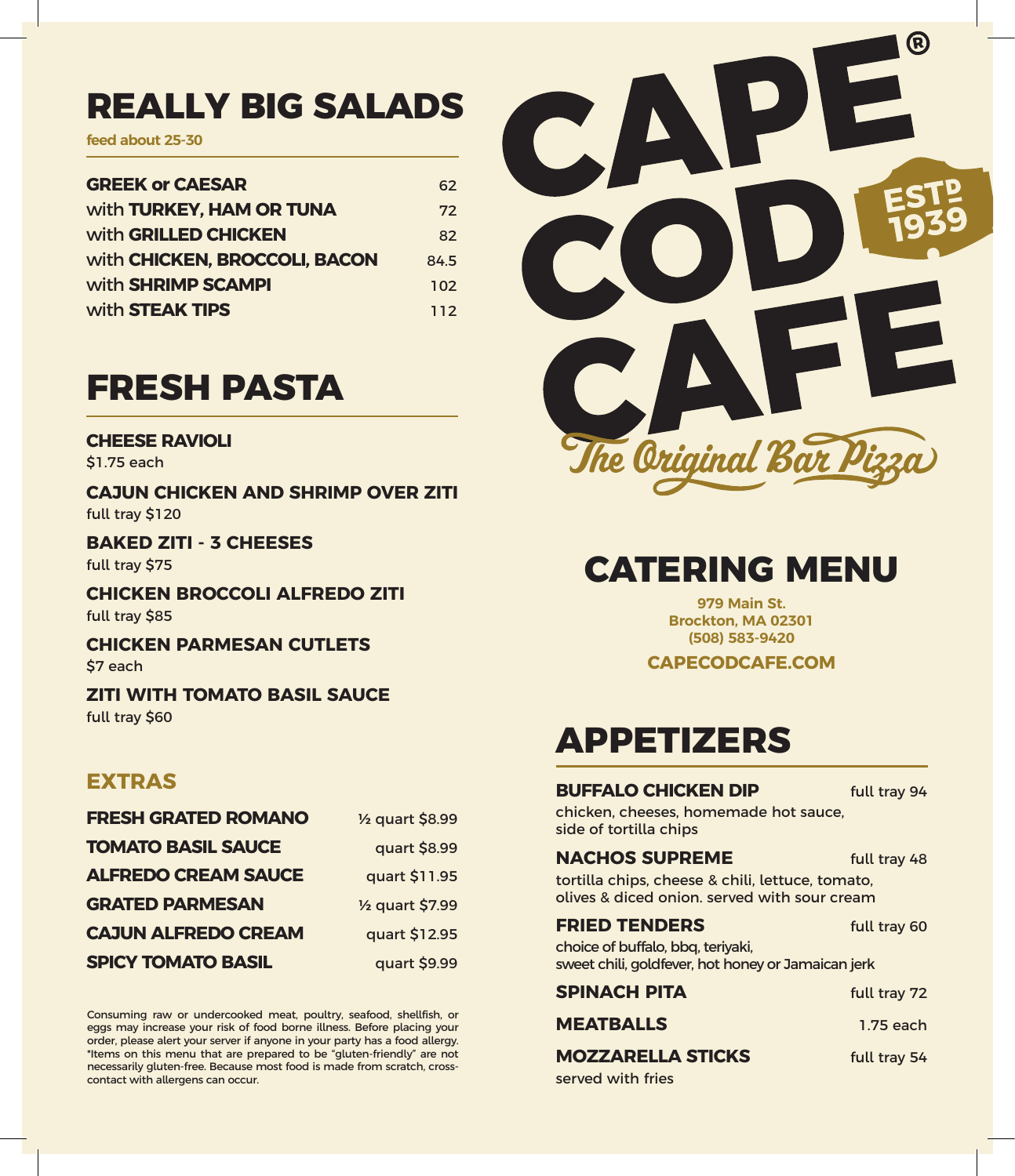# REALLY BIG SALADS

**feed about 25-30**

| Item | Price |
|---|---|
| **GREEK or CAESAR** | 62 |
| with **TURKEY, HAM OR TUNA** | 72 |
| with **GRILLED CHICKEN** | 82 |
| with **CHICKEN, BROCCOLI, BACON** | 84.5 |
| with **SHRIMP SCAMPI** | 102 |
| with **STEAK TIPS** | 112 |

# FRESH PASTA

**CHEESE RAVIOLI**
$1.75 each

**CAJUN CHICKEN AND SHRIMP OVER ZITI**
full tray $120

**BAKED ZITI - 3 CHEESES**
full tray $75

**CHICKEN BROCCOLI ALFREDO ZITI**
full tray $85

**CHICKEN PARMESAN CUTLETS**
$7 each

**ZITI WITH TOMATO BASIL SAUCE**
full tray $60

## EXTRAS

| Item | Price |
|---|---|
| **FRESH GRATED ROMANO** | ½ quart $8.99 |
| **TOMATO BASIL SAUCE** | quart $8.99 |
| **ALFREDO CREAM SAUCE** | quart $11.95 |
| **GRATED PARMESAN** | ½ quart $7.99 |
| **CAJUN ALFREDO CREAM** | quart $12.95 |
| **SPICY TOMATO BASIL** | quart $9.99 |

Consuming raw or undercooked meat, poultry, seafood, shellfish, or eggs may increase your risk of food borne illness. Before placing your order, please alert your server if anyone in your party has a food allergy. *Items on this menu that are prepared to be "gluten-friendly" are not necessarily gluten-free. Because most food is made from scratch, cross-contact with allergens can occur.

# CAPE COD CAFE®

ESTD 1939

*The Original Bar Pizza*

# CATERING MENU

**979 Main St.**
**Brockton, MA 02301**
**(508) 583-9420**

**CAPECODCAFE.COM**

# APPETIZERS

**BUFFALO CHICKEN DIP** — full tray 94
chicken, cheeses, homemade hot sauce, side of tortilla chips

**NACHOS SUPREME** — full tray 48
tortilla chips, cheese & chili, lettuce, tomato, olives & diced onion. served with sour cream

**FRIED TENDERS** — full tray 60
choice of buffalo, bbq, teriyaki, sweet chili, goldfever, hot honey or Jamaican jerk

**SPINACH PITA** — full tray 72

**MEATBALLS** — 1.75 each

**MOZZARELLA STICKS** — full tray 54
served with fries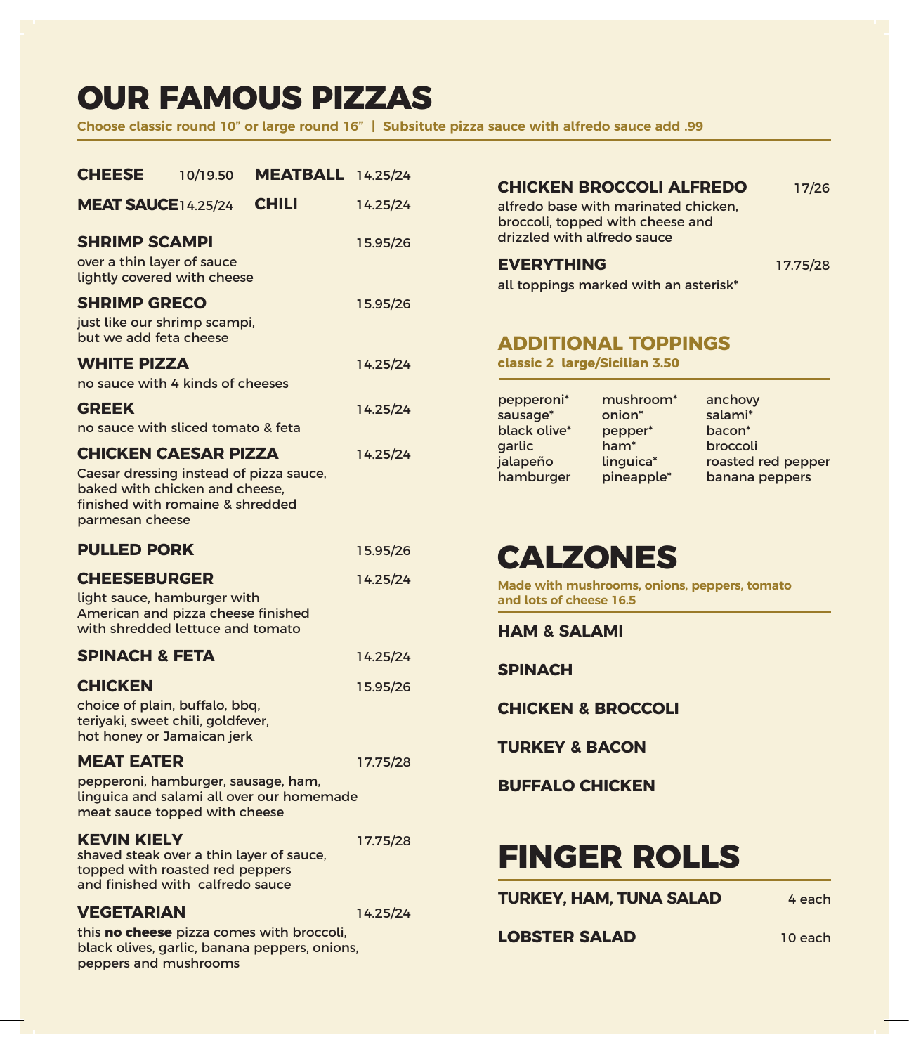# OUR FAMOUS PIZZAS

**Choose classic round 10" or large round 16" | Subsitute pizza sauce with alfredo sauce add .99**

**CHEESE** 10/19.50

**MEATBALL** 14.25/24

**MEAT SAUCE** 14.25/24

**CHILI** 14.25/24

**SHRIMP SCAMPI** 15.95/26
over a thin layer of sauce lightly covered with cheese

**SHRIMP GRECO** 15.95/26
just like our shrimp scampi, but we add feta cheese

**WHITE PIZZA** 14.25/24
no sauce with 4 kinds of cheeses

**GREEK** 14.25/24
no sauce with sliced tomato & feta

**CHICKEN CAESAR PIZZA** 14.25/24
Caesar dressing instead of pizza sauce, baked with chicken and cheese, finished with romaine & shredded parmesan cheese

**PULLED PORK** 15.95/26

**CHEESEBURGER** 14.25/24
light sauce, hamburger with American and pizza cheese finished with shredded lettuce and tomato

**SPINACH & FETA** 14.25/24

**CHICKEN** 15.95/26
choice of plain, buffalo, bbq, teriyaki, sweet chili, goldfever, hot honey or Jamaican jerk

**MEAT EATER** 17.75/28
pepperoni, hamburger, sausage, ham, linguica and salami all over our homemade meat sauce topped with cheese

**KEVIN KIELY** 17.75/28
shaved steak over a thin layer of sauce, topped with roasted red peppers and finished with calfredo sauce

**VEGETARIAN** 14.25/24
this **no cheese** pizza comes with broccoli, black olives, garlic, banana peppers, onions, peppers and mushrooms

**CHICKEN BROCCOLI ALFREDO** 17/26
alfredo base with marinated chicken, broccoli, topped with cheese and drizzled with alfredo sauce

**EVERYTHING** 17.75/28
all toppings marked with an asterisk*

## ADDITIONAL TOPPINGS

**classic 2 large/Sicilian 3.50**

| | | |
|---|---|---|
| pepperoni* | mushroom* | anchovy |
| sausage* | onion* | salami* |
| black olive* | pepper* | bacon* |
| garlic | ham* | broccoli |
| jalapeño | linguica* | roasted red pepper |
| hamburger | pineapple* | banana peppers |

# CALZONES

**Made with mushrooms, onions, peppers, tomato and lots of cheese 16.5**

**HAM & SALAMI**

**SPINACH**

**CHICKEN & BROCCOLI**

**TURKEY & BACON**

**BUFFALO CHICKEN**

# FINGER ROLLS

**TURKEY, HAM, TUNA SALAD** 4 each

**LOBSTER SALAD** 10 each